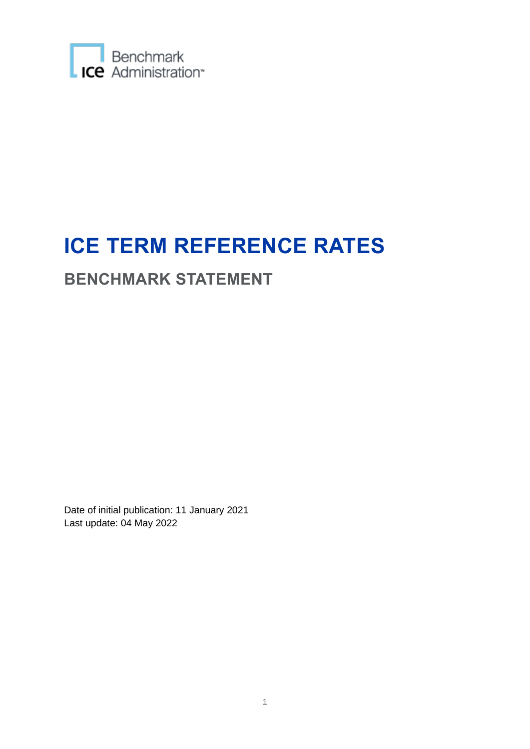Benchmark Administration

# ICE TERM REFERENCE RATES

## BENCHMARK STATEMENT

Date of initial publication: 11 January 2021
Last update: 04 May 2022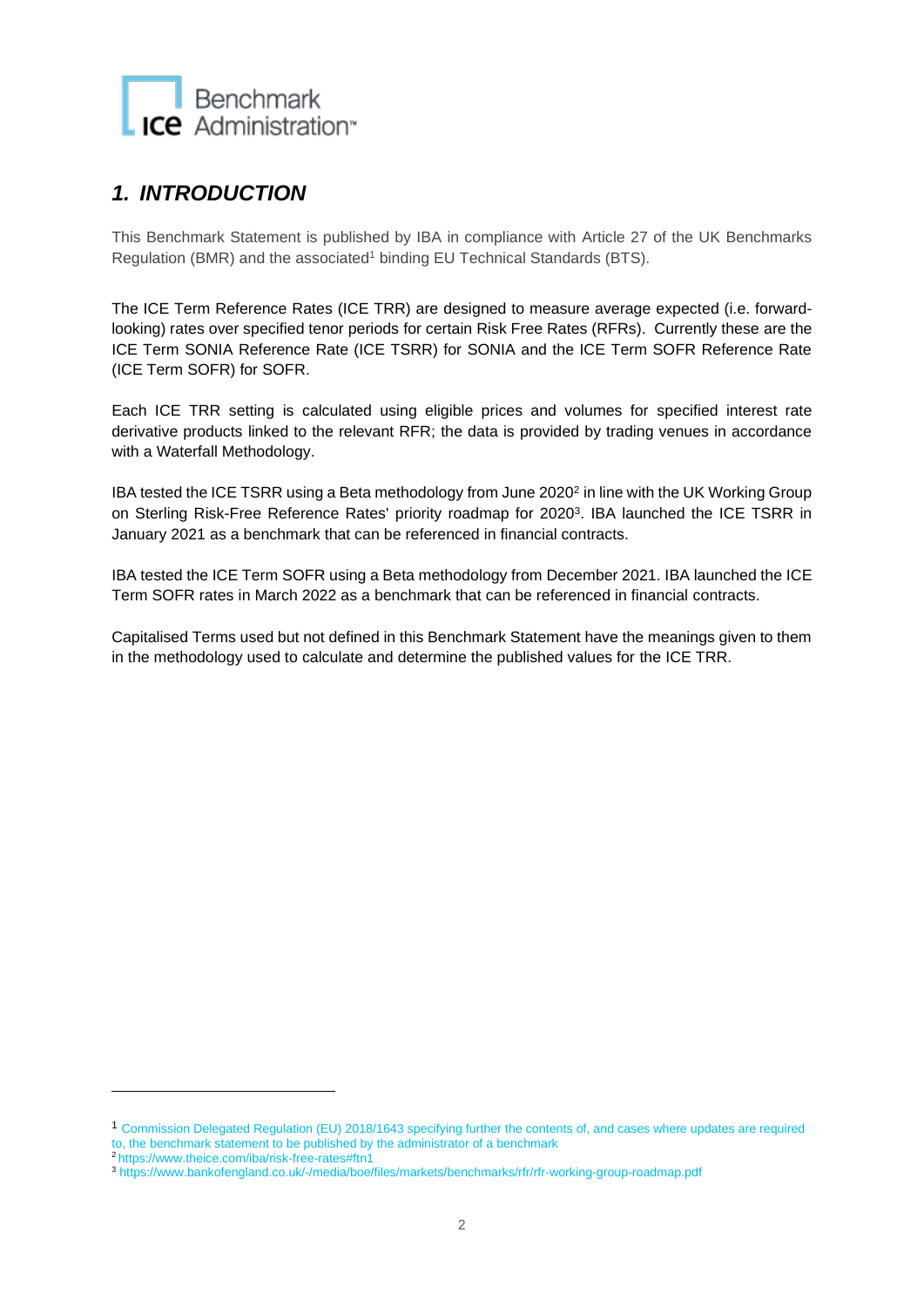# *1. INTRODUCTION*

This Benchmark Statement is published by IBA in compliance with Article 27 of the UK Benchmarks Regulation (BMR) and the associated[1] binding EU Technical Standards (BTS).

The ICE Term Reference Rates (ICE TRR) are designed to measure average expected (i.e. forward-looking) rates over specified tenor periods for certain Risk Free Rates (RFRs). Currently these are the ICE Term SONIA Reference Rate (ICE TSRR) for SONIA and the ICE Term SOFR Reference Rate (ICE Term SOFR) for SOFR.

Each ICE TRR setting is calculated using eligible prices and volumes for specified interest rate derivative products linked to the relevant RFR; the data is provided by trading venues in accordance with a Waterfall Methodology.

IBA tested the ICE TSRR using a Beta methodology from June 2020[2] in line with the UK Working Group on Sterling Risk-Free Reference Rates' priority roadmap for 2020[3]. IBA launched the ICE TSRR in January 2021 as a benchmark that can be referenced in financial contracts.

IBA tested the ICE Term SOFR using a Beta methodology from December 2021. IBA launched the ICE Term SOFR rates in March 2022 as a benchmark that can be referenced in financial contracts.

Capitalised Terms used but not defined in this Benchmark Statement have the meanings given to them in the methodology used to calculate and determine the published values for the ICE TRR.

---

[1] Commission Delegated Regulation (EU) 2018/1643 specifying further the contents of, and cases where updates are required to, the benchmark statement to be published by the administrator of a benchmark

[2] https://www.theice.com/iba/risk-free-rates#ftn1

[3] https://www.bankofengland.co.uk/-/media/boe/files/markets/benchmarks/rfr/rfr-working-group-roadmap.pdf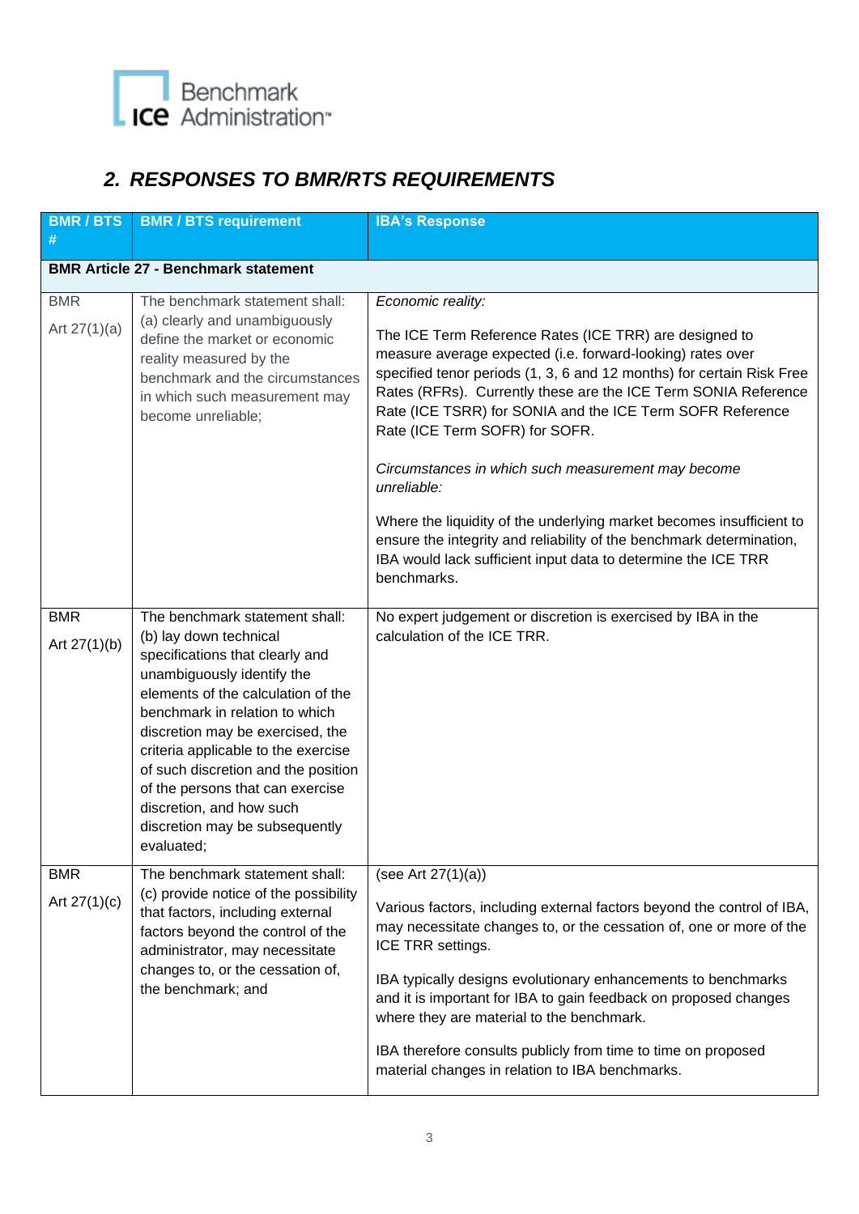## 2. RESPONSES TO BMR/RTS REQUIREMENTS

| BMR / BTS # | BMR / BTS requirement | IBA's Response |
|---|---|---|
| **BMR Article 27 - Benchmark statement** | | |
| BMR Art 27(1)(a) | The benchmark statement shall: (a) clearly and unambiguously define the market or economic reality measured by the benchmark and the circumstances in which such measurement may become unreliable; | *Economic reality:* <br><br> The ICE Term Reference Rates (ICE TRR) are designed to measure average expected (i.e. forward-looking) rates over specified tenor periods (1, 3, 6 and 12 months) for certain Risk Free Rates (RFRs). Currently these are the ICE Term SONIA Reference Rate (ICE TSRR) for SONIA and the ICE Term SOFR Reference Rate (ICE Term SOFR) for SOFR. <br><br> *Circumstances in which such measurement may become unreliable:* <br><br> Where the liquidity of the underlying market becomes insufficient to ensure the integrity and reliability of the benchmark determination, IBA would lack sufficient input data to determine the ICE TRR benchmarks. |
| BMR Art 27(1)(b) | The benchmark statement shall: (b) lay down technical specifications that clearly and unambiguously identify the elements of the calculation of the benchmark in relation to which discretion may be exercised, the criteria applicable to the exercise of such discretion and the position of the persons that can exercise discretion, and how such discretion may be subsequently evaluated; | No expert judgement or discretion is exercised by IBA in the calculation of the ICE TRR. |
| BMR Art 27(1)(c) | The benchmark statement shall: (c) provide notice of the possibility that factors, including external factors beyond the control of the administrator, may necessitate changes to, or the cessation of, the benchmark; and | (see Art 27(1)(a)) <br><br> Various factors, including external factors beyond the control of IBA, may necessitate changes to, or the cessation of, one or more of the ICE TRR settings. <br><br> IBA typically designs evolutionary enhancements to benchmarks and it is important for IBA to gain feedback on proposed changes where they are material to the benchmark. <br><br> IBA therefore consults publicly from time to time on proposed material changes in relation to IBA benchmarks. |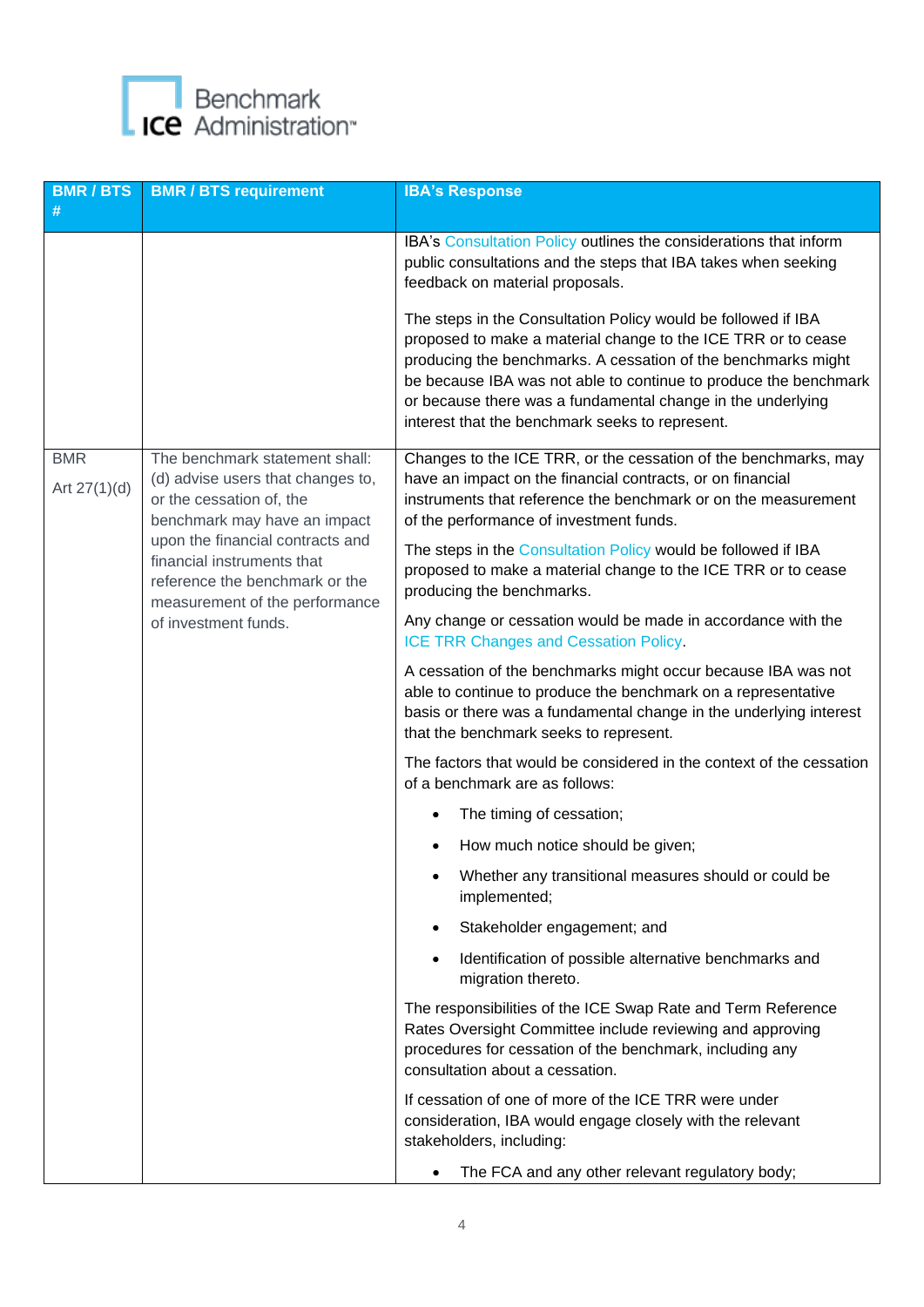| BMR / BTS # | BMR / BTS requirement | IBA's Response |
|---|---|---|
| | | IBA's Consultation Policy outlines the considerations that inform public consultations and the steps that IBA takes when seeking feedback on material proposals.<br><br>The steps in the Consultation Policy would be followed if IBA proposed to make a material change to the ICE TRR or to cease producing the benchmarks. A cessation of the benchmarks might be because IBA was not able to continue to produce the benchmark or because there was a fundamental change in the underlying interest that the benchmark seeks to represent. |
| BMR<br><br>Art 27(1)(d) | The benchmark statement shall: (d) advise users that changes to, or the cessation of, the benchmark may have an impact upon the financial contracts and financial instruments that reference the benchmark or the measurement of the performance of investment funds. | Changes to the ICE TRR, or the cessation of the benchmarks, may have an impact on the financial contracts, or on financial instruments that reference the benchmark or on the measurement of the performance of investment funds.<br><br>The steps in the Consultation Policy would be followed if IBA proposed to make a material change to the ICE TRR or to cease producing the benchmarks.<br><br>Any change or cessation would be made in accordance with the ICE TRR Changes and Cessation Policy.<br><br>A cessation of the benchmarks might occur because IBA was not able to continue to produce the benchmark on a representative basis or there was a fundamental change in the underlying interest that the benchmark seeks to represent.<br><br>The factors that would be considered in the context of the cessation of a benchmark are as follows:<br><br>• The timing of cessation;<br>• How much notice should be given;<br>• Whether any transitional measures should or could be implemented;<br>• Stakeholder engagement; and<br>• Identification of possible alternative benchmarks and migration thereto.<br><br>The responsibilities of the ICE Swap Rate and Term Reference Rates Oversight Committee include reviewing and approving procedures for cessation of the benchmark, including any consultation about a cessation.<br><br>If cessation of one of more of the ICE TRR were under consideration, IBA would engage closely with the relevant stakeholders, including:<br><br>• The FCA and any other relevant regulatory body; |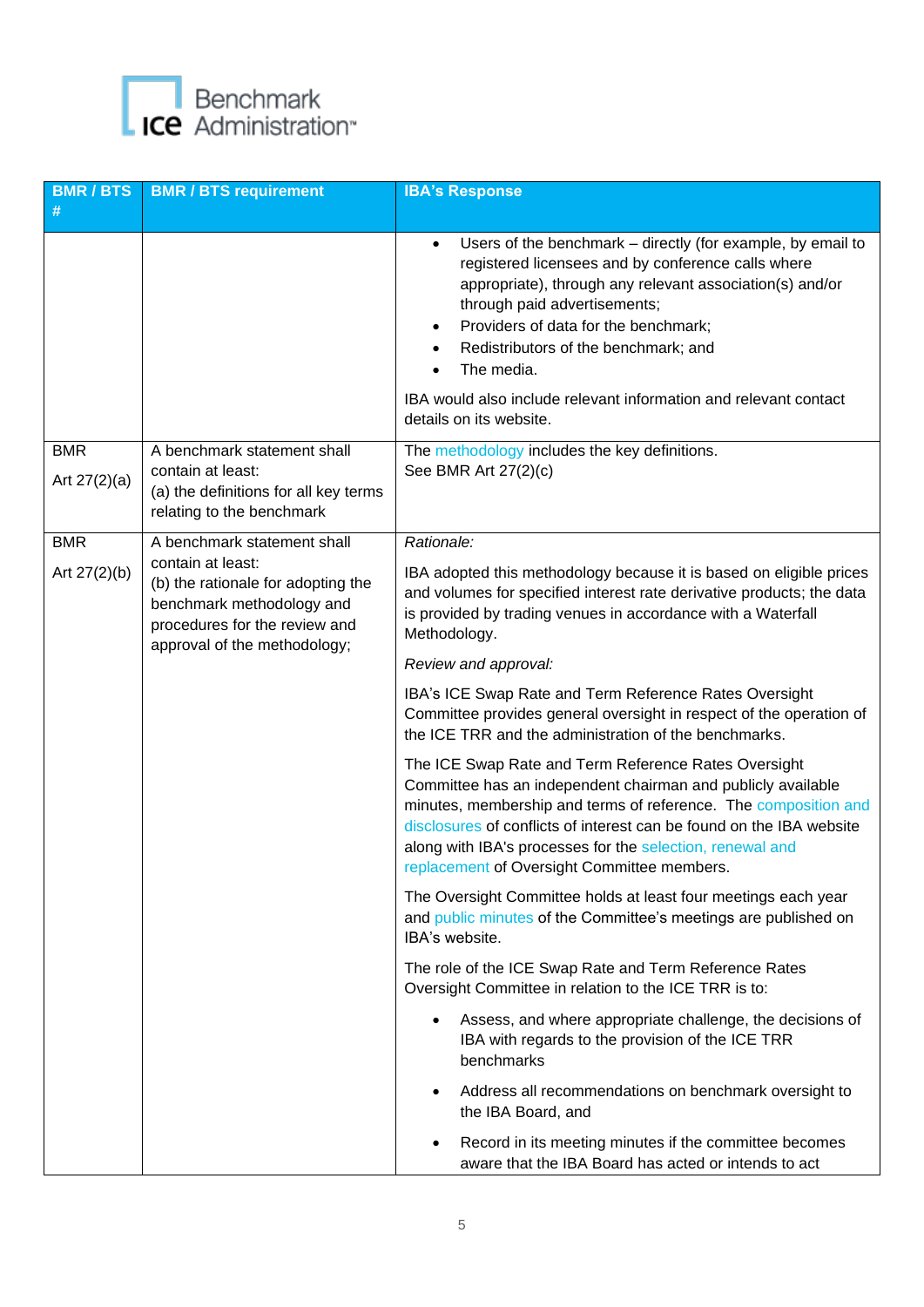| BMR / BTS # | BMR / BTS requirement | IBA's Response |
|---|---|---|
| | | • Users of the benchmark – directly (for example, by email to registered licensees and by conference calls where appropriate), through any relevant association(s) and/or through paid advertisements;<br>• Providers of data for the benchmark;<br>• Redistributors of the benchmark; and<br>• The media.<br><br>IBA would also include relevant information and relevant contact details on its website. |
| BMR<br><br>Art 27(2)(a) | A benchmark statement shall contain at least:<br>(a) the definitions for all key terms relating to the benchmark | The methodology includes the key definitions.<br>See BMR Art 27(2)(c) |
| BMR<br><br>Art 27(2)(b) | A benchmark statement shall contain at least:<br>(b) the rationale for adopting the benchmark methodology and procedures for the review and approval of the methodology; | *Rationale:*<br><br>IBA adopted this methodology because it is based on eligible prices and volumes for specified interest rate derivative products; the data is provided by trading venues in accordance with a Waterfall Methodology.<br><br>*Review and approval:*<br><br>IBA's ICE Swap Rate and Term Reference Rates Oversight Committee provides general oversight in respect of the operation of the ICE TRR and the administration of the benchmarks.<br><br>The ICE Swap Rate and Term Reference Rates Oversight Committee has an independent chairman and publicly available minutes, membership and terms of reference. The composition and disclosures of conflicts of interest can be found on the IBA website along with IBA's processes for the selection, renewal and replacement of Oversight Committee members.<br><br>The Oversight Committee holds at least four meetings each year and public minutes of the Committee's meetings are published on IBA's website.<br><br>The role of the ICE Swap Rate and Term Reference Rates Oversight Committee in relation to the ICE TRR is to:<br><br>• Assess, and where appropriate challenge, the decisions of IBA with regards to the provision of the ICE TRR benchmarks<br><br>• Address all recommendations on benchmark oversight to the IBA Board, and<br><br>• Record in its meeting minutes if the committee becomes aware that the IBA Board has acted or intends to act |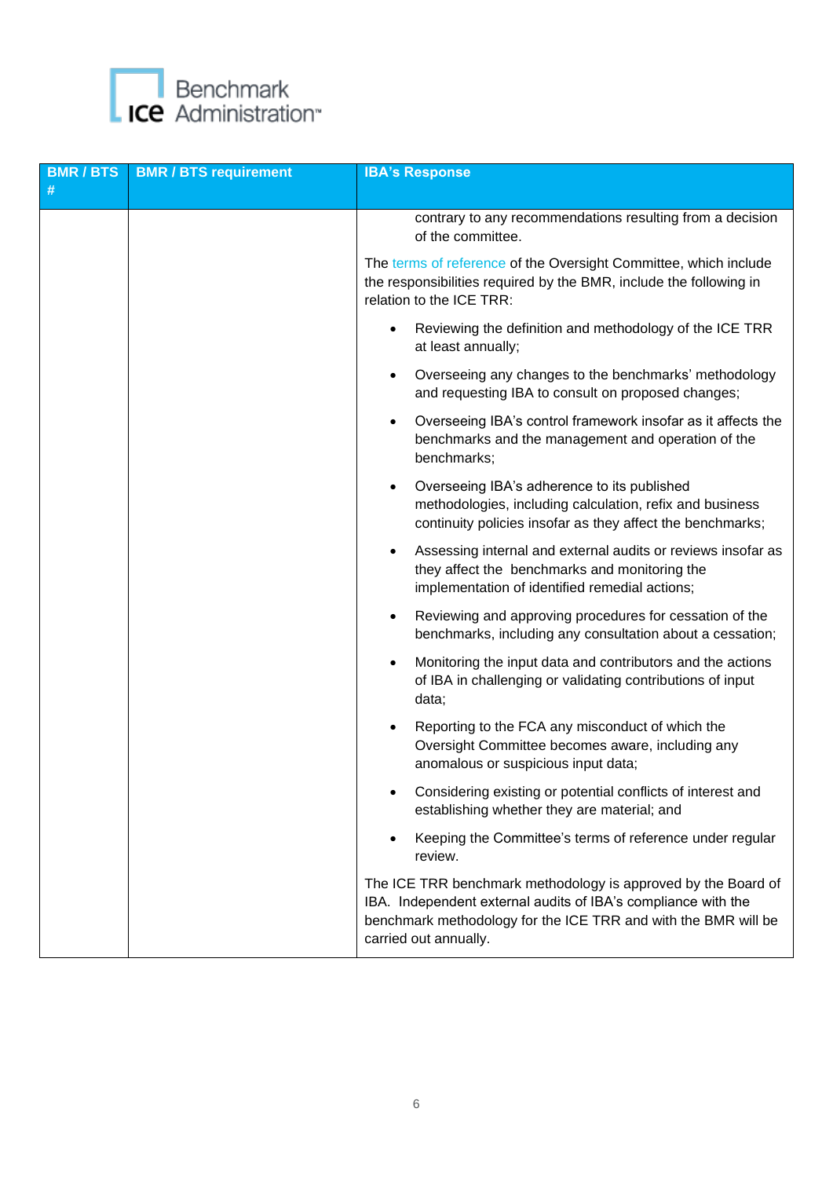| BMR / BTS # | BMR / BTS requirement | IBA's Response |
|---|---|---|
| | | contrary to any recommendations resulting from a decision of the committee.<br><br>The terms of reference of the Oversight Committee, which include the responsibilities required by the BMR, include the following in relation to the ICE TRR:<br><br>• Reviewing the definition and methodology of the ICE TRR at least annually;<br>• Overseeing any changes to the benchmarks' methodology and requesting IBA to consult on proposed changes;<br>• Overseeing IBA's control framework insofar as it affects the benchmarks and the management and operation of the benchmarks;<br>• Overseeing IBA's adherence to its published methodologies, including calculation, refix and business continuity policies insofar as they affect the benchmarks;<br>• Assessing internal and external audits or reviews insofar as they affect the benchmarks and monitoring the implementation of identified remedial actions;<br>• Reviewing and approving procedures for cessation of the benchmarks, including any consultation about a cessation;<br>• Monitoring the input data and contributors and the actions of IBA in challenging or validating contributions of input data;<br>• Reporting to the FCA any misconduct of which the Oversight Committee becomes aware, including any anomalous or suspicious input data;<br>• Considering existing or potential conflicts of interest and establishing whether they are material; and<br>• Keeping the Committee's terms of reference under regular review.<br><br>The ICE TRR benchmark methodology is approved by the Board of IBA. Independent external audits of IBA's compliance with the benchmark methodology for the ICE TRR and with the BMR will be carried out annually. |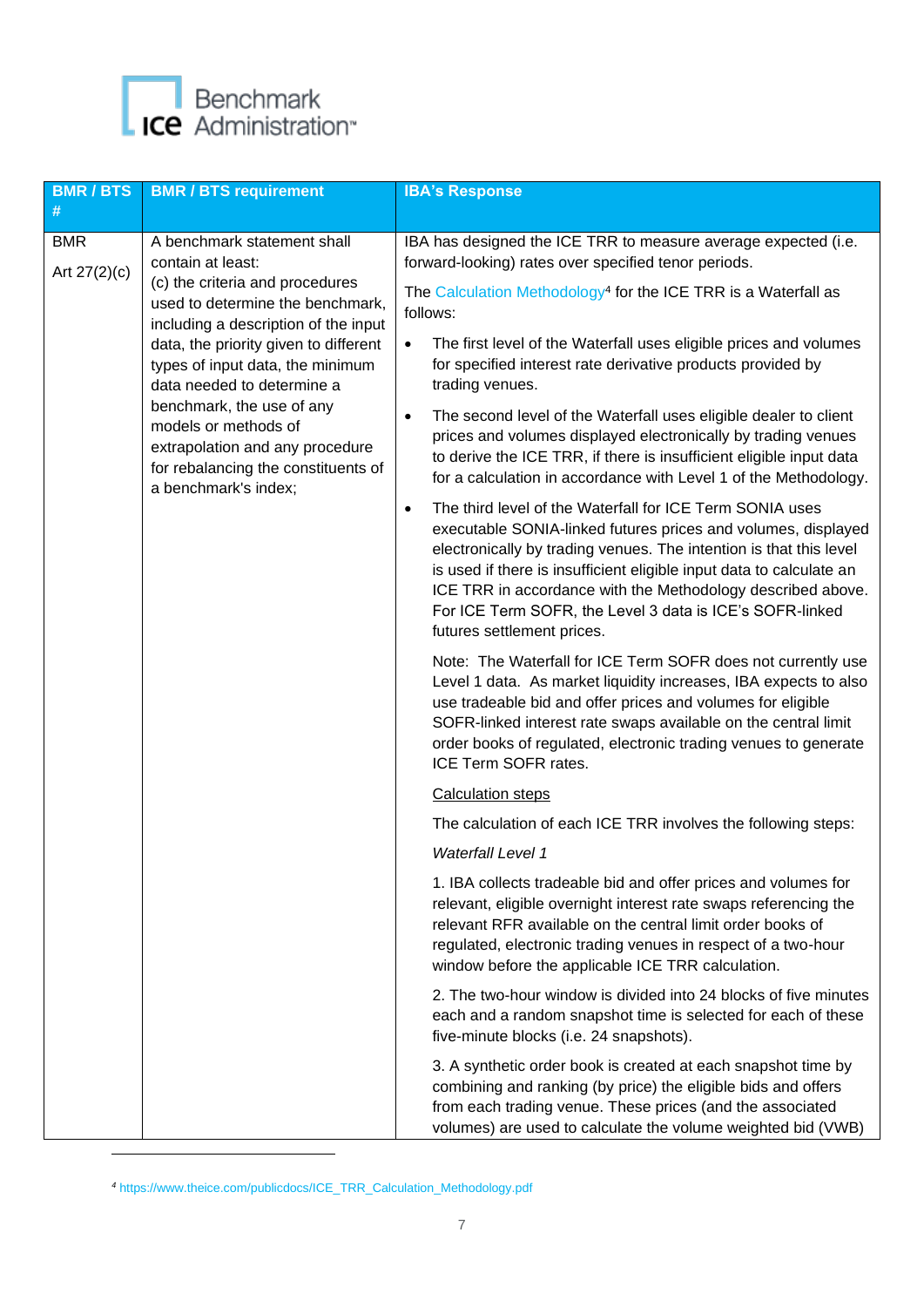| BMR / BTS # | BMR / BTS requirement | IBA's Response |
|---|---|---|
| BMR Art 27(2)(c) | A benchmark statement shall contain at least: (c) the criteria and procedures used to determine the benchmark, including a description of the input data, the priority given to different types of input data, the minimum data needed to determine a benchmark, the use of any models or methods of extrapolation and any procedure for rebalancing the constituents of a benchmark's index; | IBA has designed the ICE TRR to measure average expected (i.e. forward-looking) rates over specified tenor periods.<br><br>The Calculation Methodology[4] for the ICE TRR is a Waterfall as follows:<br><br>• The first level of the Waterfall uses eligible prices and volumes for specified interest rate derivative products provided by trading venues.<br><br>• The second level of the Waterfall uses eligible dealer to client prices and volumes displayed electronically by trading venues to derive the ICE TRR, if there is insufficient eligible input data for a calculation in accordance with Level 1 of the Methodology.<br><br>• The third level of the Waterfall for ICE Term SONIA uses executable SONIA-linked futures prices and volumes, displayed electronically by trading venues. The intention is that this level is used if there is insufficient eligible input data to calculate an ICE TRR in accordance with the Methodology described above. For ICE Term SOFR, the Level 3 data is ICE's SOFR-linked futures settlement prices.<br><br>Note: The Waterfall for ICE Term SOFR does not currently use Level 1 data. As market liquidity increases, IBA expects to also use tradeable bid and offer prices and volumes for eligible SOFR-linked interest rate swaps available on the central limit order books of regulated, electronic trading venues to generate ICE Term SOFR rates.<br><br>Calculation steps<br><br>The calculation of each ICE TRR involves the following steps:<br><br>*Waterfall Level 1*<br><br>1. IBA collects tradeable bid and offer prices and volumes for relevant, eligible overnight interest rate swaps referencing the relevant RFR available on the central limit order books of regulated, electronic trading venues in respect of a two-hour window before the applicable ICE TRR calculation.<br><br>2. The two-hour window is divided into 24 blocks of five minutes each and a random snapshot time is selected for each of these five-minute blocks (i.e. 24 snapshots).<br><br>3. A synthetic order book is created at each snapshot time by combining and ranking (by price) the eligible bids and offers from each trading venue. These prices (and the associated volumes) are used to calculate the volume weighted bid (VWB) |

[4] https://www.theice.com/publicdocs/ICE_TRR_Calculation_Methodology.pdf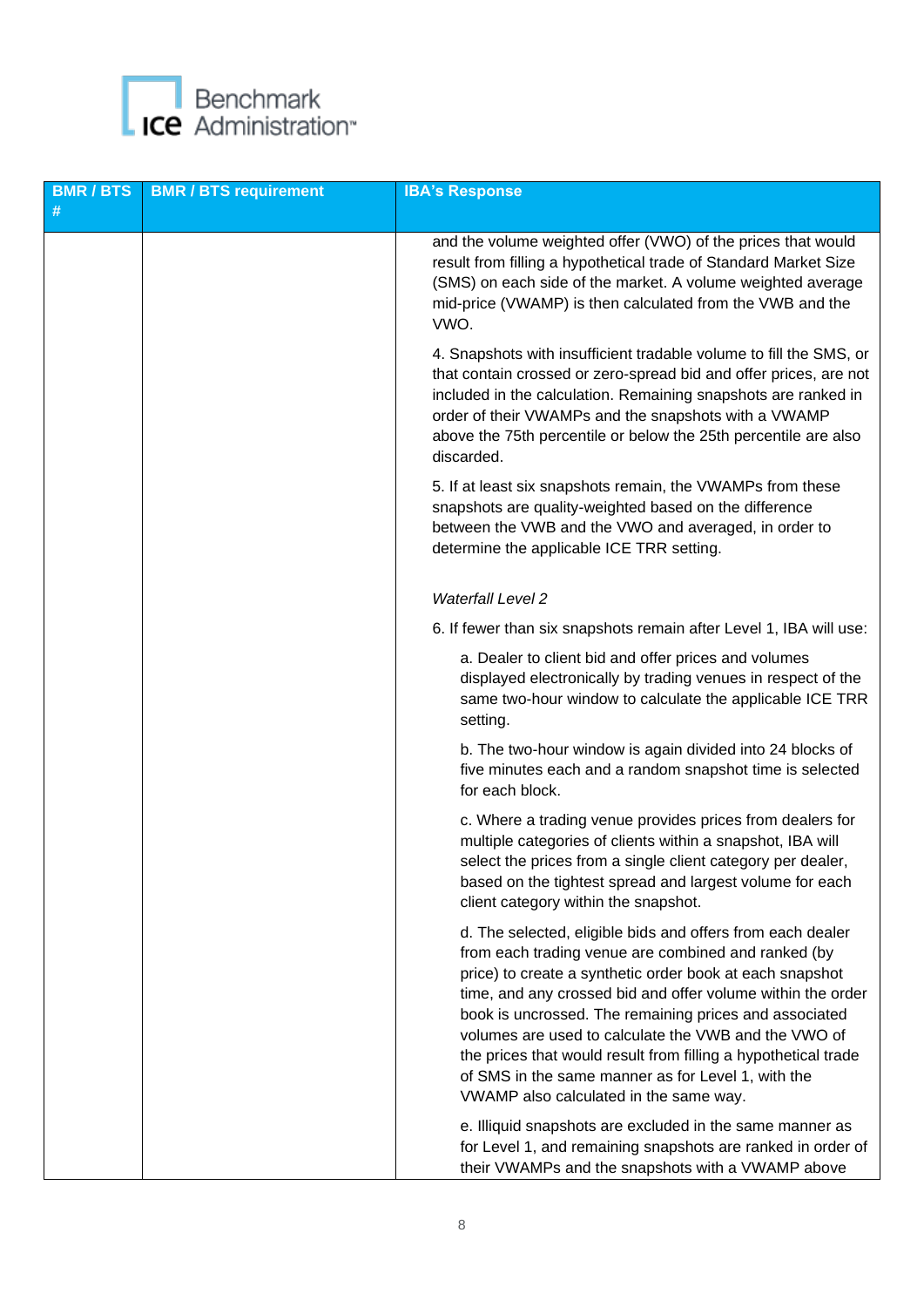| BMR / BTS # | BMR / BTS requirement | IBA's Response |
|---|---|---|
| | | and the volume weighted offer (VWO) of the prices that would result from filling a hypothetical trade of Standard Market Size (SMS) on each side of the market. A volume weighted average mid-price (VWAMP) is then calculated from the VWB and the VWO.<br><br>4. Snapshots with insufficient tradable volume to fill the SMS, or that contain crossed or zero-spread bid and offer prices, are not included in the calculation. Remaining snapshots are ranked in order of their VWAMPs and the snapshots with a VWAMP above the 75th percentile or below the 25th percentile are also discarded.<br><br>5. If at least six snapshots remain, the VWAMPs from these snapshots are quality-weighted based on the difference between the VWB and the VWO and averaged, in order to determine the applicable ICE TRR setting.<br><br>*Waterfall Level 2*<br><br>6. If fewer than six snapshots remain after Level 1, IBA will use:<br><br>a. Dealer to client bid and offer prices and volumes displayed electronically by trading venues in respect of the same two-hour window to calculate the applicable ICE TRR setting.<br><br>b. The two-hour window is again divided into 24 blocks of five minutes each and a random snapshot time is selected for each block.<br><br>c. Where a trading venue provides prices from dealers for multiple categories of clients within a snapshot, IBA will select the prices from a single client category per dealer, based on the tightest spread and largest volume for each client category within the snapshot.<br><br>d. The selected, eligible bids and offers from each dealer from each trading venue are combined and ranked (by price) to create a synthetic order book at each snapshot time, and any crossed bid and offer volume within the order book is uncrossed. The remaining prices and associated volumes are used to calculate the VWB and the VWO of the prices that would result from filling a hypothetical trade of SMS in the same manner as for Level 1, with the VWAMP also calculated in the same way.<br><br>e. Illiquid snapshots are excluded in the same manner as for Level 1, and remaining snapshots are ranked in order of their VWAMPs and the snapshots with a VWAMP above |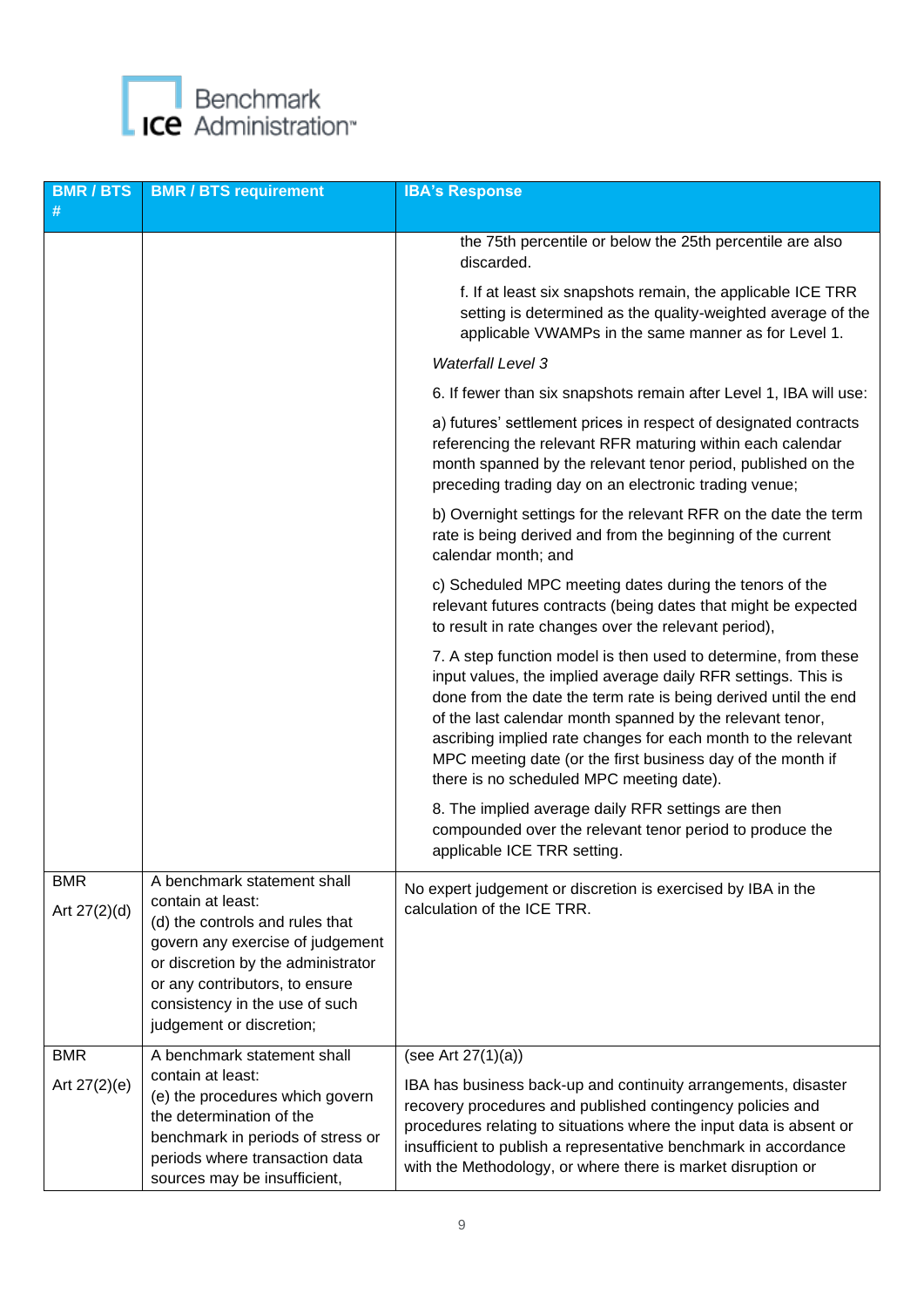| BMR / BTS # | BMR / BTS requirement | IBA's Response |
|---|---|---|
| | | the 75th percentile or below the 25th percentile are also discarded.<br><br>f. If at least six snapshots remain, the applicable ICE TRR setting is determined as the quality-weighted average of the applicable VWAMPs in the same manner as for Level 1.<br><br>*Waterfall Level 3*<br><br>6. If fewer than six snapshots remain after Level 1, IBA will use:<br><br>a) futures' settlement prices in respect of designated contracts referencing the relevant RFR maturing within each calendar month spanned by the relevant tenor period, published on the preceding trading day on an electronic trading venue;<br><br>b) Overnight settings for the relevant RFR on the date the term rate is being derived and from the beginning of the current calendar month; and<br><br>c) Scheduled MPC meeting dates during the tenors of the relevant futures contracts (being dates that might be expected to result in rate changes over the relevant period),<br><br>7. A step function model is then used to determine, from these input values, the implied average daily RFR settings. This is done from the date the term rate is being derived until the end of the last calendar month spanned by the relevant tenor, ascribing implied rate changes for each month to the relevant MPC meeting date (or the first business day of the month if there is no scheduled MPC meeting date).<br><br>8. The implied average daily RFR settings are then compounded over the relevant tenor period to produce the applicable ICE TRR setting. |
| BMR<br><br>Art 27(2)(d) | A benchmark statement shall contain at least:<br>(d) the controls and rules that govern any exercise of judgement or discretion by the administrator or any contributors, to ensure consistency in the use of such judgement or discretion; | No expert judgement or discretion is exercised by IBA in the calculation of the ICE TRR. |
| BMR<br><br>Art 27(2)(e) | A benchmark statement shall contain at least:<br>(e) the procedures which govern the determination of the benchmark in periods of stress or periods where transaction data sources may be insufficient, | (see Art 27(1)(a))<br><br>IBA has business back-up and continuity arrangements, disaster recovery procedures and published contingency policies and procedures relating to situations where the input data is absent or insufficient to publish a representative benchmark in accordance with the Methodology, or where there is market disruption or |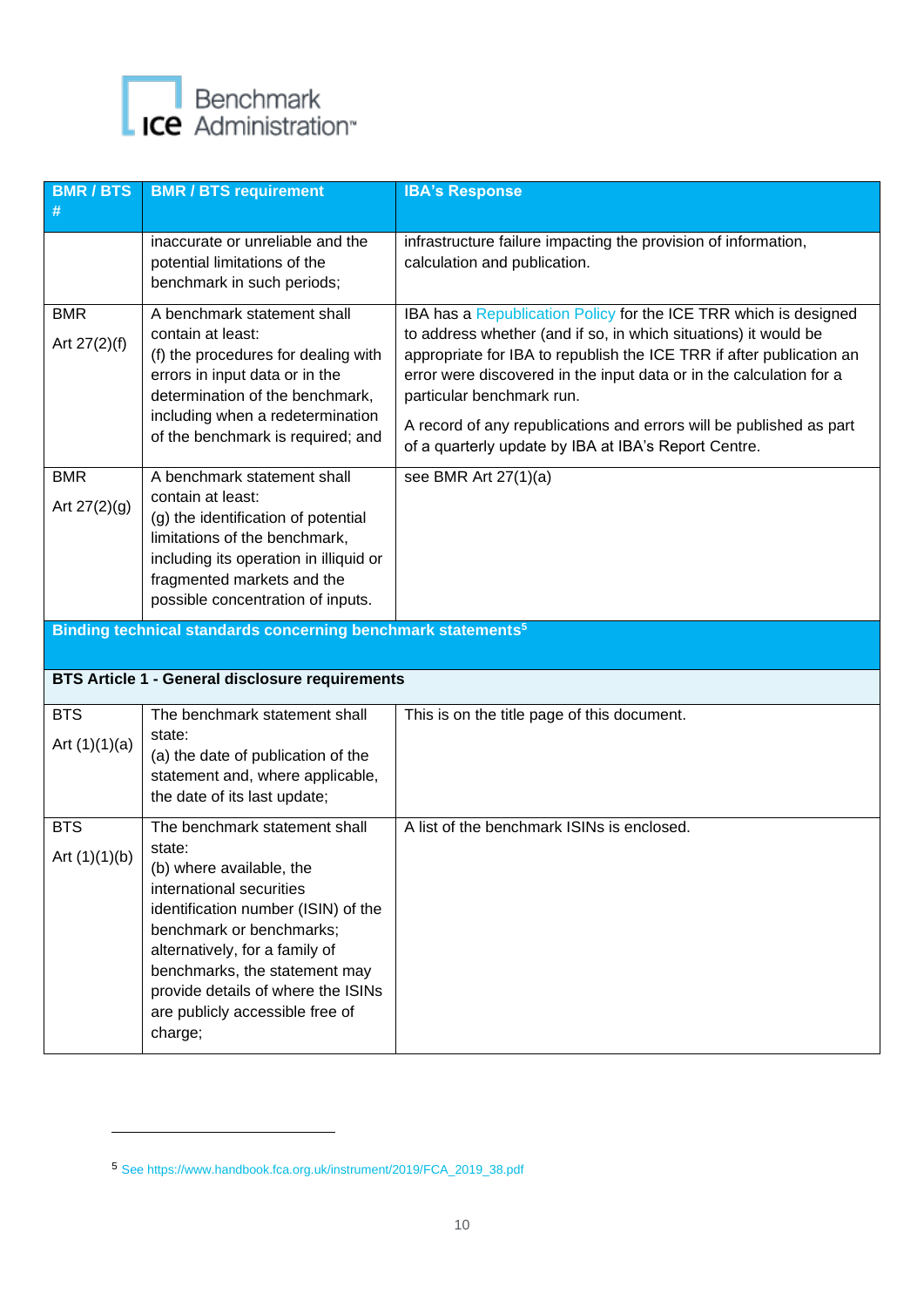| BMR / BTS # | BMR / BTS requirement | IBA's Response |
|---|---|---|
| | inaccurate or unreliable and the potential limitations of the benchmark in such periods; | infrastructure failure impacting the provision of information, calculation and publication. |
| BMR<br>Art 27(2)(f) | A benchmark statement shall contain at least:<br>(f) the procedures for dealing with errors in input data or in the determination of the benchmark, including when a redetermination of the benchmark is required; and | IBA has a Republication Policy for the ICE TRR which is designed to address whether (and if so, in which situations) it would be appropriate for IBA to republish the ICE TRR if after publication an error were discovered in the input data or in the calculation for a particular benchmark run.<br>A record of any republications and errors will be published as part of a quarterly update by IBA at IBA's Report Centre. |
| BMR<br>Art 27(2)(g) | A benchmark statement shall contain at least:<br>(g) the identification of potential limitations of the benchmark, including its operation in illiquid or fragmented markets and the possible concentration of inputs. | see BMR Art 27(1)(a) |
| **Binding technical standards concerning benchmark statements[5]** | | |
| **BTS Article 1 - General disclosure requirements** | | |
| BTS<br>Art (1)(1)(a) | The benchmark statement shall state:<br>(a) the date of publication of the statement and, where applicable, the date of its last update; | This is on the title page of this document. |
| BTS<br>Art (1)(1)(b) | The benchmark statement shall state:<br>(b) where available, the international securities identification number (ISIN) of the benchmark or benchmarks; alternatively, for a family of benchmarks, the statement may provide details of where the ISINs are publicly accessible free of charge; | A list of the benchmark ISINs is enclosed. |

[5] See https://www.handbook.fca.org.uk/instrument/2019/FCA_2019_38.pdf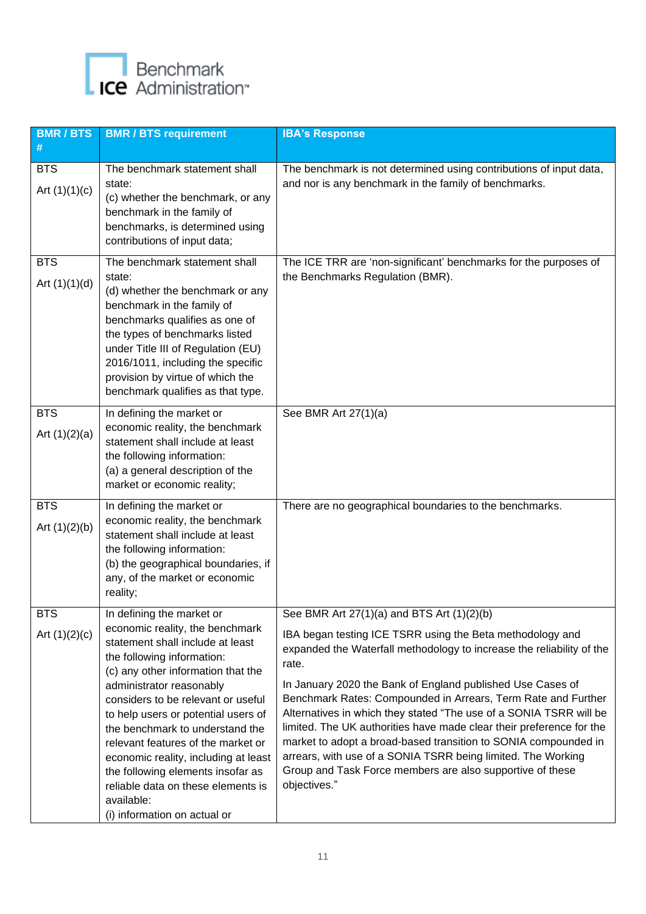| BMR / BTS # | BMR / BTS requirement | IBA's Response |
|---|---|---|
| BTS Art (1)(1)(c) | The benchmark statement shall state: (c) whether the benchmark, or any benchmark in the family of benchmarks, is determined using contributions of input data; | The benchmark is not determined using contributions of input data, and nor is any benchmark in the family of benchmarks. |
| BTS Art (1)(1)(d) | The benchmark statement shall state: (d) whether the benchmark or any benchmark in the family of benchmarks qualifies as one of the types of benchmarks listed under Title III of Regulation (EU) 2016/1011, including the specific provision by virtue of which the benchmark qualifies as that type. | The ICE TRR are 'non-significant' benchmarks for the purposes of the Benchmarks Regulation (BMR). |
| BTS Art (1)(2)(a) | In defining the market or economic reality, the benchmark statement shall include at least the following information: (a) a general description of the market or economic reality; | See BMR Art 27(1)(a) |
| BTS Art (1)(2)(b) | In defining the market or economic reality, the benchmark statement shall include at least the following information: (b) the geographical boundaries, if any, of the market or economic reality; | There are no geographical boundaries to the benchmarks. |
| BTS Art (1)(2)(c) | In defining the market or economic reality, the benchmark statement shall include at least the following information: (c) any other information that the administrator reasonably considers to be relevant or useful to help users or potential users of the benchmark to understand the relevant features of the market or economic reality, including at least the following elements insofar as reliable data on these elements is available: (i) information on actual or | See BMR Art 27(1)(a) and BTS Art (1)(2)(b)<br><br>IBA began testing ICE TSRR using the Beta methodology and expanded the Waterfall methodology to increase the reliability of the rate.<br><br>In January 2020 the Bank of England published Use Cases of Benchmark Rates: Compounded in Arrears, Term Rate and Further Alternatives in which they stated "The use of a SONIA TSRR will be limited. The UK authorities have made clear their preference for the market to adopt a broad-based transition to SONIA compounded in arrears, with use of a SONIA TSRR being limited. The Working Group and Task Force members are also supportive of these objectives." |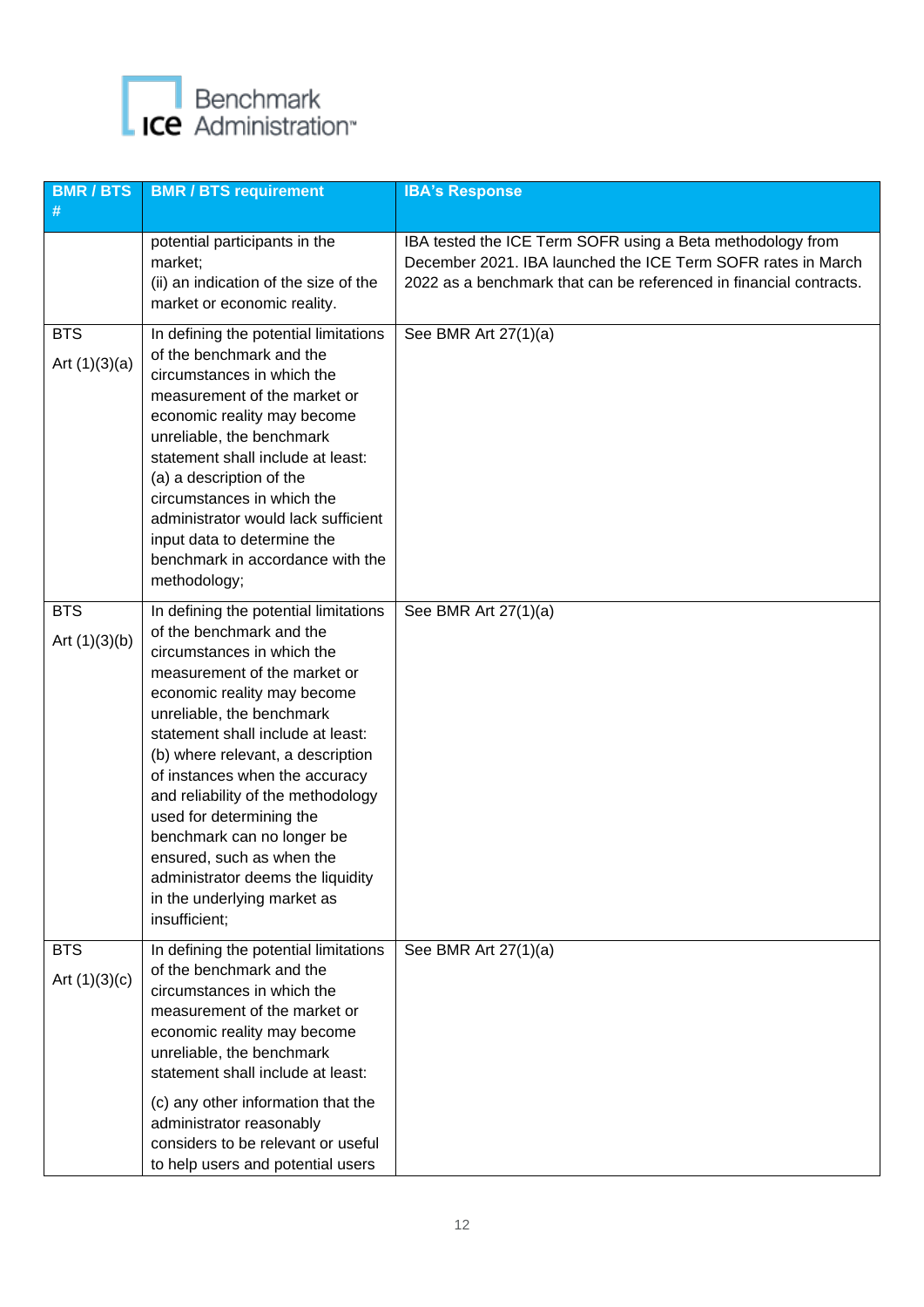| BMR / BTS # | BMR / BTS requirement | IBA's Response |
|---|---|---|
| | potential participants in the market;<br>(ii) an indication of the size of the market or economic reality. | IBA tested the ICE Term SOFR using a Beta methodology from December 2021. IBA launched the ICE Term SOFR rates in March 2022 as a benchmark that can be referenced in financial contracts. |
| BTS<br>Art (1)(3)(a) | In defining the potential limitations of the benchmark and the circumstances in which the measurement of the market or economic reality may become unreliable, the benchmark statement shall include at least: (a) a description of the circumstances in which the administrator would lack sufficient input data to determine the benchmark in accordance with the methodology; | See BMR Art 27(1)(a) |
| BTS<br>Art (1)(3)(b) | In defining the potential limitations of the benchmark and the circumstances in which the measurement of the market or economic reality may become unreliable, the benchmark statement shall include at least: (b) where relevant, a description of instances when the accuracy and reliability of the methodology used for determining the benchmark can no longer be ensured, such as when the administrator deems the liquidity in the underlying market as insufficient; | See BMR Art 27(1)(a) |
| BTS<br>Art (1)(3)(c) | In defining the potential limitations of the benchmark and the circumstances in which the measurement of the market or economic reality may become unreliable, the benchmark statement shall include at least:<br>(c) any other information that the administrator reasonably considers to be relevant or useful to help users and potential users | See BMR Art 27(1)(a) |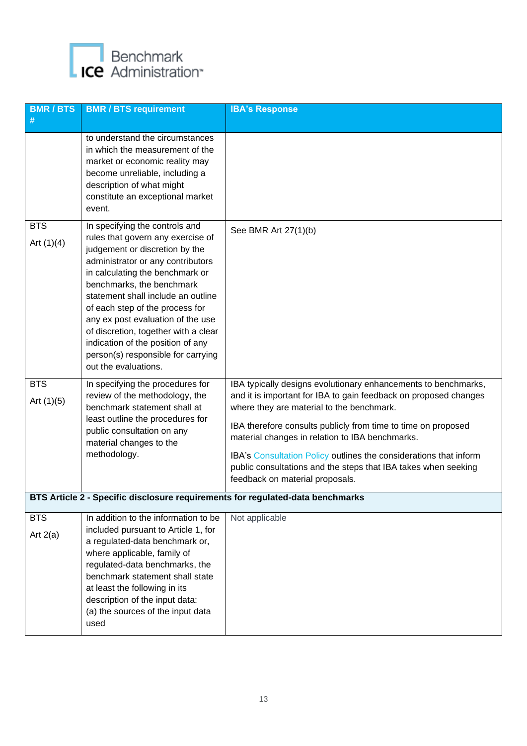| BMR / BTS # | BMR / BTS requirement | IBA's Response |
|---|---|---|
| | to understand the circumstances in which the measurement of the market or economic reality may become unreliable, including a description of what might constitute an exceptional market event. | |
| BTS Art (1)(4) | In specifying the controls and rules that govern any exercise of judgement or discretion by the administrator or any contributors in calculating the benchmark or benchmarks, the benchmark statement shall include an outline of each step of the process for any ex post evaluation of the use of discretion, together with a clear indication of the position of any person(s) responsible for carrying out the evaluations. | See BMR Art 27(1)(b) |
| BTS Art (1)(5) | In specifying the procedures for review of the methodology, the benchmark statement shall at least outline the procedures for public consultation on any material changes to the methodology. | IBA typically designs evolutionary enhancements to benchmarks, and it is important for IBA to gain feedback on proposed changes where they are material to the benchmark.<br><br>IBA therefore consults publicly from time to time on proposed material changes in relation to IBA benchmarks.<br><br>IBA's Consultation Policy outlines the considerations that inform public consultations and the steps that IBA takes when seeking feedback on material proposals. |
| **BTS Article 2 - Specific disclosure requirements for regulated-data benchmarks** | | |
| BTS Art 2(a) | In addition to the information to be included pursuant to Article 1, for a regulated-data benchmark or, where applicable, family of regulated-data benchmarks, the benchmark statement shall state at least the following in its description of the input data:<br>(a) the sources of the input data used | Not applicable |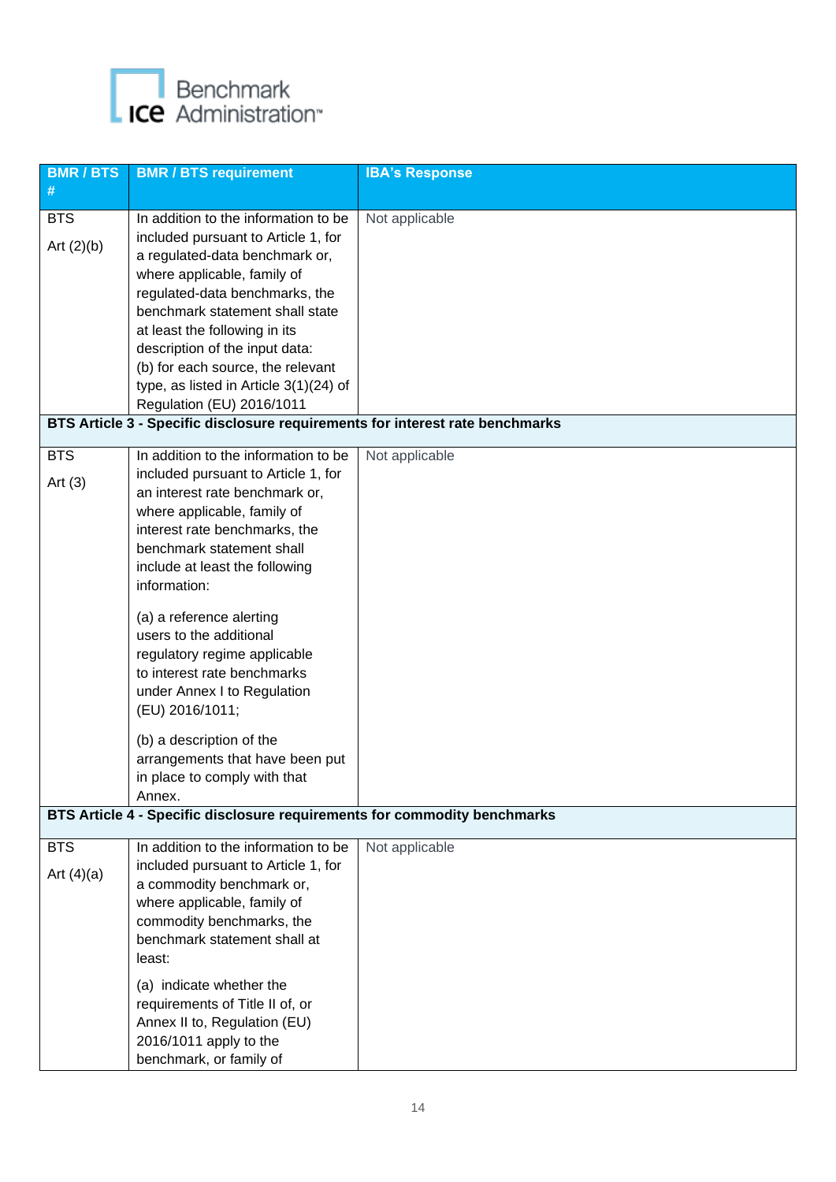| BMR / BTS # | BMR / BTS requirement | IBA's Response |
|---|---|---|
| BTS Art (2)(b) | In addition to the information to be included pursuant to Article 1, for a regulated-data benchmark or, where applicable, family of regulated-data benchmarks, the benchmark statement shall state at least the following in its description of the input data: (b) for each source, the relevant type, as listed in Article 3(1)(24) of Regulation (EU) 2016/1011 | Not applicable |
| **BTS Article 3 - Specific disclosure requirements for interest rate benchmarks** | | |
| BTS Art (3) | In addition to the information to be included pursuant to Article 1, for an interest rate benchmark or, where applicable, family of interest rate benchmarks, the benchmark statement shall include at least the following information:<br><br>(a) a reference alerting users to the additional regulatory regime applicable to interest rate benchmarks under Annex I to Regulation (EU) 2016/1011;<br><br>(b) a description of the arrangements that have been put in place to comply with that Annex. | Not applicable |
| **BTS Article 4 - Specific disclosure requirements for commodity benchmarks** | | |
| BTS Art (4)(a) | In addition to the information to be included pursuant to Article 1, for a commodity benchmark or, where applicable, family of commodity benchmarks, the benchmark statement shall at least:<br><br>(a) indicate whether the requirements of Title II of, or Annex II to, Regulation (EU) 2016/1011 apply to the benchmark, or family of | Not applicable |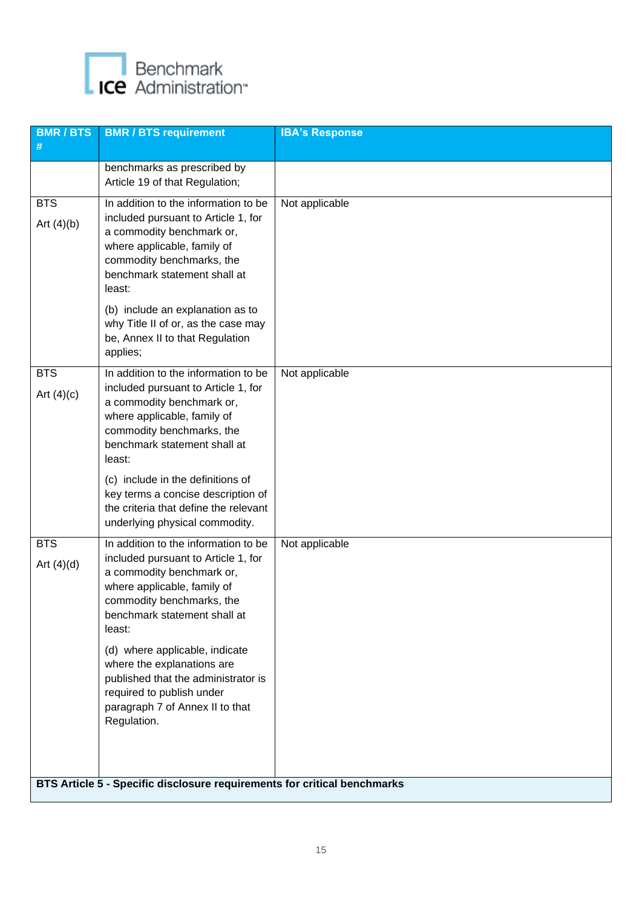| BMR / BTS # | BMR / BTS requirement | IBA's Response |
|---|---|---|
| | benchmarks as prescribed by Article 19 of that Regulation; | |
| BTS Art (4)(b) | In addition to the information to be included pursuant to Article 1, for a commodity benchmark or, where applicable, family of commodity benchmarks, the benchmark statement shall at least: (b) include an explanation as to why Title II of or, as the case may be, Annex II to that Regulation applies; | Not applicable |
| BTS Art (4)(c) | In addition to the information to be included pursuant to Article 1, for a commodity benchmark or, where applicable, family of commodity benchmarks, the benchmark statement shall at least: (c) include in the definitions of key terms a concise description of the criteria that define the relevant underlying physical commodity. | Not applicable |
| BTS Art (4)(d) | In addition to the information to be included pursuant to Article 1, for a commodity benchmark or, where applicable, family of commodity benchmarks, the benchmark statement shall at least: (d) where applicable, indicate where the explanations are published that the administrator is required to publish under paragraph 7 of Annex II to that Regulation. | Not applicable |
| **BTS Article 5 - Specific disclosure requirements for critical benchmarks** | | |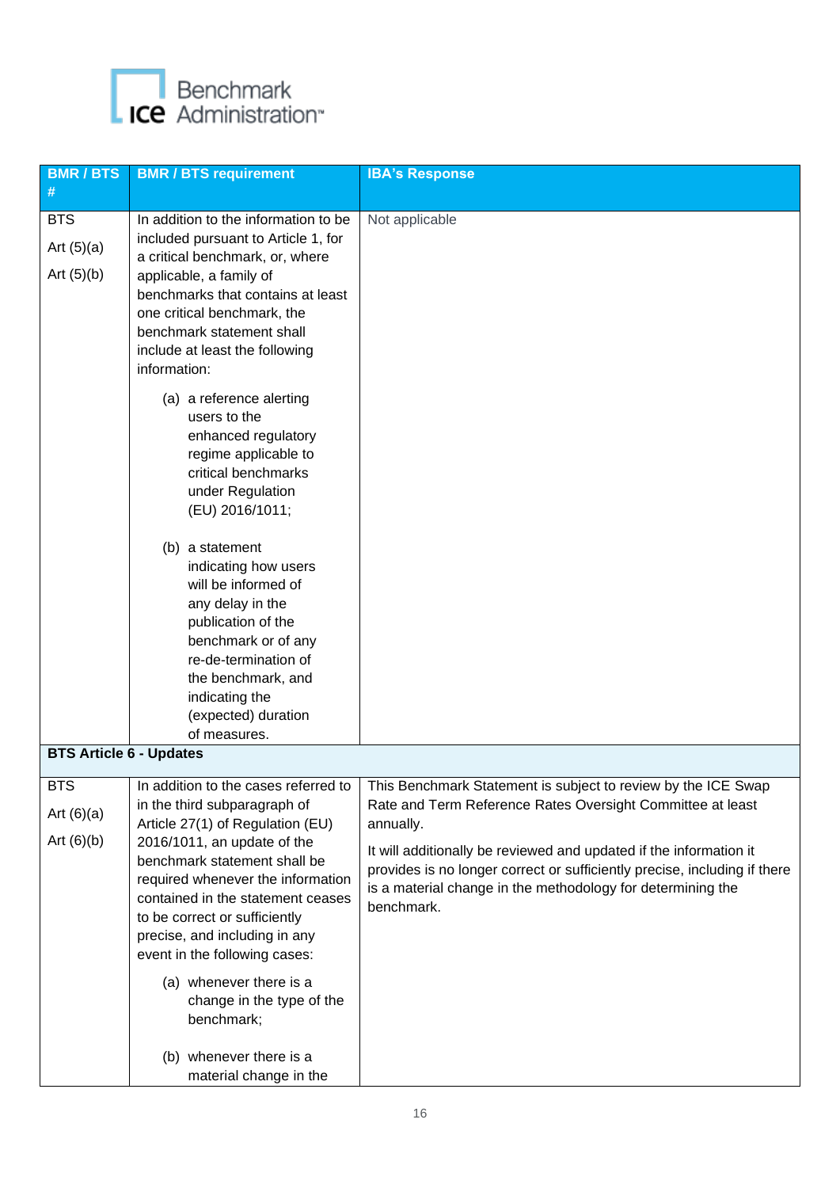| BMR / BTS # | BMR / BTS requirement | IBA's Response |
|---|---|---|
| BTS<br>Art (5)(a)<br>Art (5)(b) | In addition to the information to be included pursuant to Article 1, for a critical benchmark, or, where applicable, a family of benchmarks that contains at least one critical benchmark, the benchmark statement shall include at least the following information:<br>(a) a reference alerting users to the enhanced regulatory regime applicable to critical benchmarks under Regulation (EU) 2016/1011;<br>(b) a statement indicating how users will be informed of any delay in the publication of the benchmark or of any re-de-termination of the benchmark, and indicating the (expected) duration of measures. | Not applicable |
| **BTS Article 6 - Updates** | | |
| BTS<br>Art (6)(a)<br>Art (6)(b) | In addition to the cases referred to in the third subparagraph of Article 27(1) of Regulation (EU) 2016/1011, an update of the benchmark statement shall be required whenever the information contained in the statement ceases to be correct or sufficiently precise, and including in any event in the following cases:<br>(a) whenever there is a change in the type of the benchmark;<br>(b) whenever there is a material change in the | This Benchmark Statement is subject to review by the ICE Swap Rate and Term Reference Rates Oversight Committee at least annually.<br>It will additionally be reviewed and updated if the information it provides is no longer correct or sufficiently precise, including if there is a material change in the methodology for determining the benchmark. |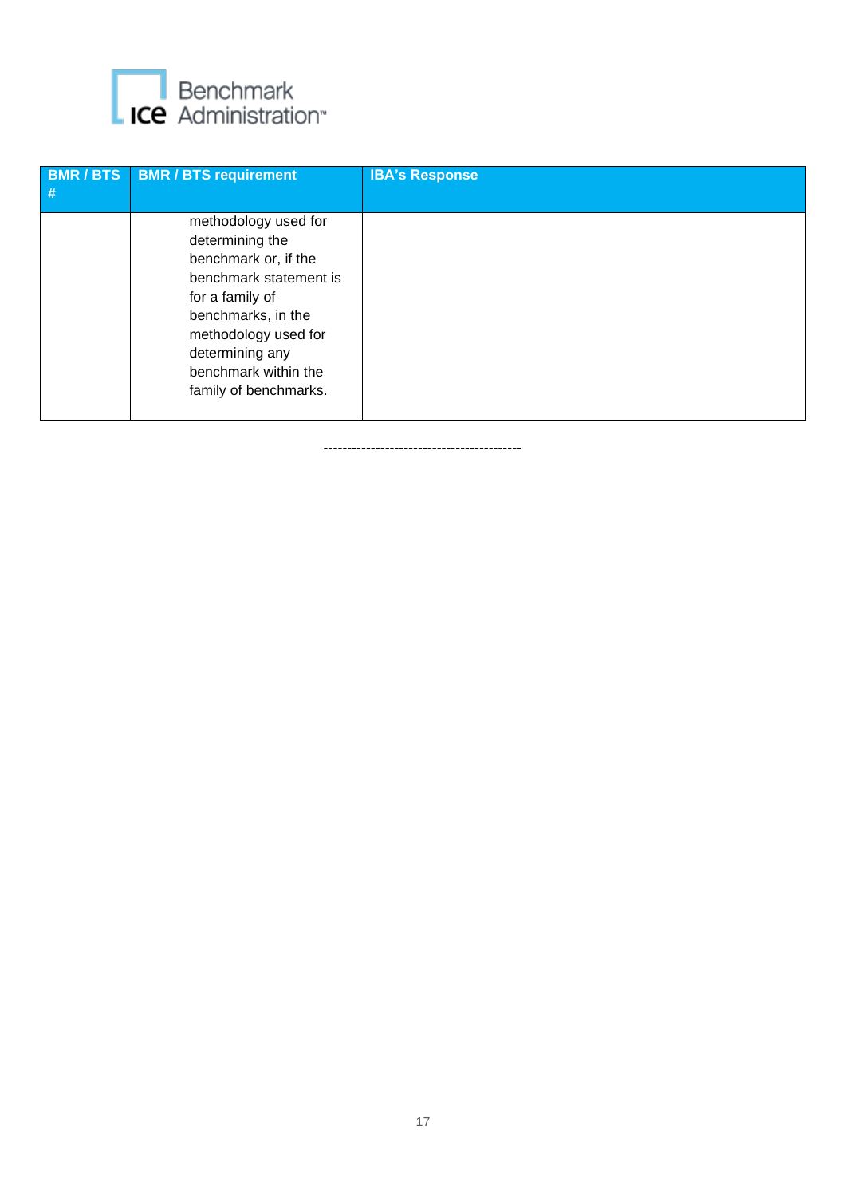| BMR / BTS # | BMR / BTS requirement | IBA's Response |
|---|---|---|
| | methodology used for determining the benchmark or, if the benchmark statement is for a family of benchmarks, in the methodology used for determining any benchmark within the family of benchmarks. | |

------------------------------------------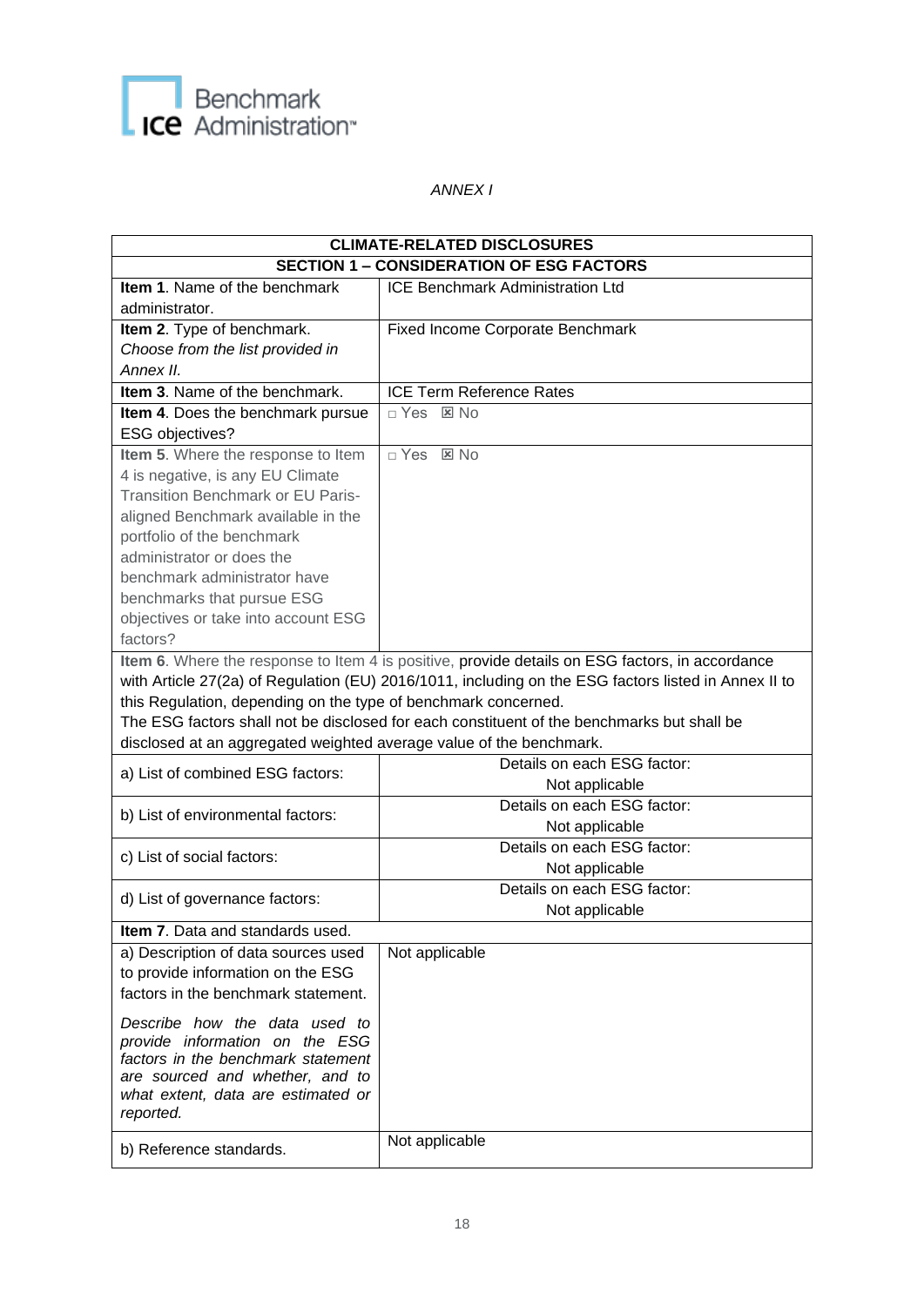*ANNEX I*

| CLIMATE-RELATED DISCLOSURES | |
|---|---|
| **SECTION 1 – CONSIDERATION OF ESG FACTORS** | |
| **Item 1**. Name of the benchmark administrator. | ICE Benchmark Administration Ltd |
| **Item 2**. Type of benchmark. *Choose from the list provided in Annex II.* | Fixed Income Corporate Benchmark |
| **Item 3**. Name of the benchmark. | ICE Term Reference Rates |
| **Item 4**. Does the benchmark pursue ESG objectives? | □ Yes ☒ No |
| **Item 5**. Where the response to Item 4 is negative, is any EU Climate Transition Benchmark or EU Paris-aligned Benchmark available in the portfolio of the benchmark administrator or does the benchmark administrator have benchmarks that pursue ESG objectives or take into account ESG factors? | □ Yes ☒ No |
| **Item 6**. Where the response to Item 4 is positive, provide details on ESG factors, in accordance with Article 27(2a) of Regulation (EU) 2016/1011, including on the ESG factors listed in Annex II to this Regulation, depending on the type of benchmark concerned. The ESG factors shall not be disclosed for each constituent of the benchmarks but shall be disclosed at an aggregated weighted average value of the benchmark. | |
| a) List of combined ESG factors: | Details on each ESG factor: Not applicable |
| b) List of environmental factors: | Details on each ESG factor: Not applicable |
| c) List of social factors: | Details on each ESG factor: Not applicable |
| d) List of governance factors: | Details on each ESG factor: Not applicable |
| **Item 7**. Data and standards used. | |
| a) Description of data sources used to provide information on the ESG factors in the benchmark statement. *Describe how the data used to provide information on the ESG factors in the benchmark statement are sourced and whether, and to what extent, data are estimated or reported.* | Not applicable |
| b) Reference standards. | Not applicable |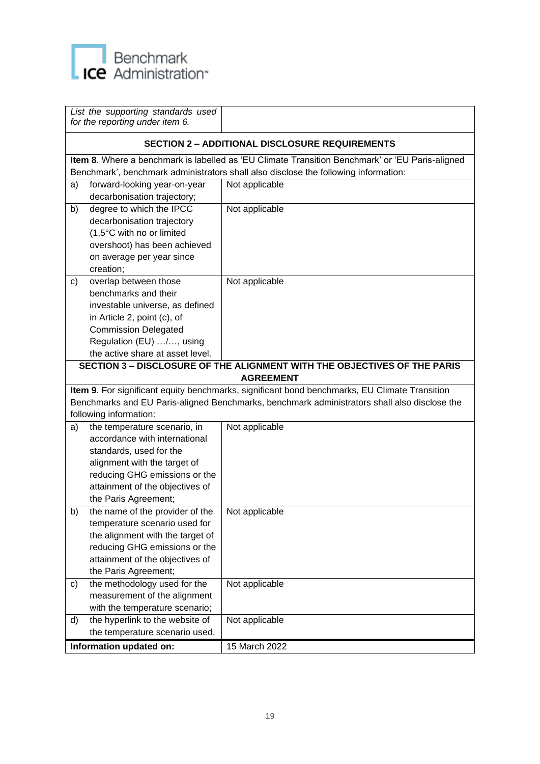| | |
|---|---|
| *List the supporting standards used for the reporting under item 6.* | |
| **SECTION 2 – ADDITIONAL DISCLOSURE REQUIREMENTS** | |
| **Item 8**. Where a benchmark is labelled as 'EU Climate Transition Benchmark' or 'EU Paris-aligned Benchmark', benchmark administrators shall also disclose the following information: | |
| a) forward-looking year-on-year decarbonisation trajectory; | Not applicable |
| b) degree to which the IPCC decarbonisation trajectory (1,5°C with no or limited overshoot) has been achieved on average per year since creation; | Not applicable |
| c) overlap between those benchmarks and their investable universe, as defined in Article 2, point (c), of Commission Delegated Regulation (EU) …/…, using the active share at asset level. | Not applicable |
| **SECTION 3 – DISCLOSURE OF THE ALIGNMENT WITH THE OBJECTIVES OF THE PARIS AGREEMENT** | |
| **Item 9**. For significant equity benchmarks, significant bond benchmarks, EU Climate Transition Benchmarks and EU Paris-aligned Benchmarks, benchmark administrators shall also disclose the following information: | |
| a) the temperature scenario, in accordance with international standards, used for the alignment with the target of reducing GHG emissions or the attainment of the objectives of the Paris Agreement; | Not applicable |
| b) the name of the provider of the temperature scenario used for the alignment with the target of reducing GHG emissions or the attainment of the objectives of the Paris Agreement; | Not applicable |
| c) the methodology used for the measurement of the alignment with the temperature scenario; | Not applicable |
| d) the hyperlink to the website of the temperature scenario used. | Not applicable |
| **Information updated on:** | 15 March 2022 |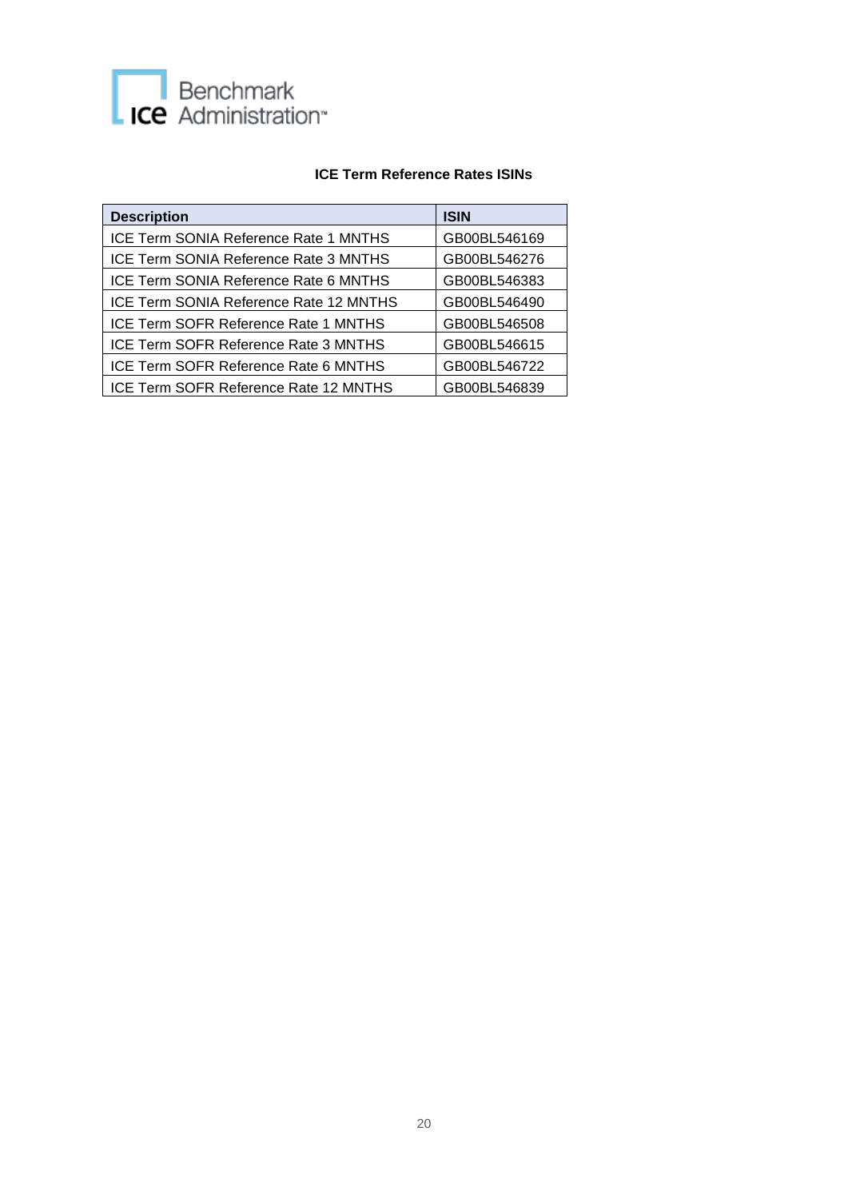**ICE Term Reference Rates ISINs**

| Description | ISIN |
|---|---|
| ICE Term SONIA Reference Rate 1 MNTHS | GB00BL546169 |
| ICE Term SONIA Reference Rate 3 MNTHS | GB00BL546276 |
| ICE Term SONIA Reference Rate 6 MNTHS | GB00BL546383 |
| ICE Term SONIA Reference Rate 12 MNTHS | GB00BL546490 |
| ICE Term SOFR Reference Rate 1 MNTHS | GB00BL546508 |
| ICE Term SOFR Reference Rate 3 MNTHS | GB00BL546615 |
| ICE Term SOFR Reference Rate 6 MNTHS | GB00BL546722 |
| ICE Term SOFR Reference Rate 12 MNTHS | GB00BL546839 |